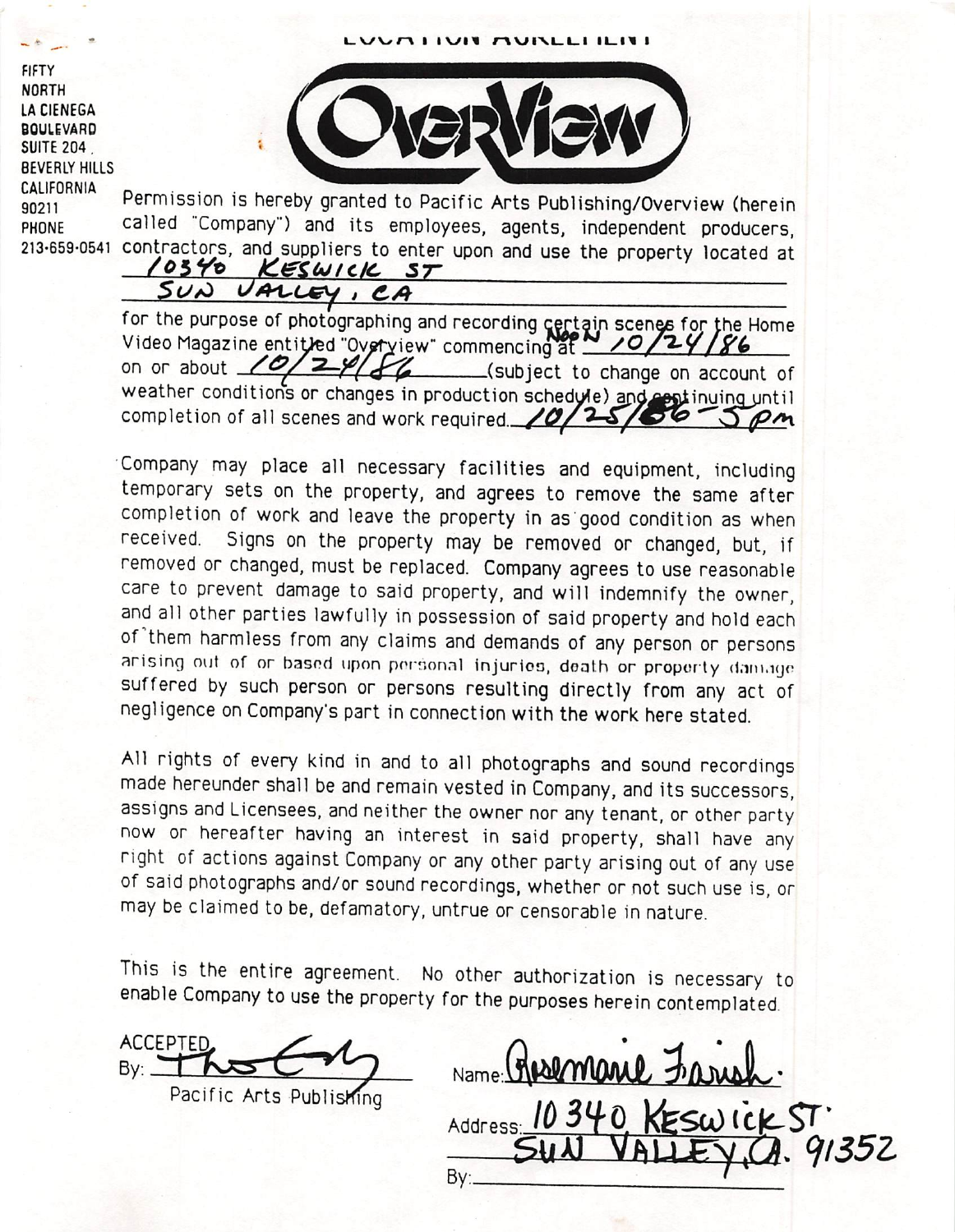# LOCATION AGREEMENT

FIFTY
NORTH
LA CIENEGA
BOULEVARD
SUITE 204
BEVERLY HILLS
CALIFORNIA
90211
PHONE
213-659-0541

OVERVIEW

Permission is hereby granted to Pacific Arts Publishing/Overview (herein called "Company") and its employees, agents, independent producers, contractors, and suppliers to enter upon and use the property located at 10340 KESWICK ST SUN VALLEY, CA for the purpose of photographing and recording certain scenes for the Home Video Magazine entitled "Overview" commencing at NOON 10/24/86 on or about 10/24/86 (subject to change on account of weather conditions or changes in production schedule) and continuing until completion of all scenes and work required. 10/25/86 - 5 pm

Company may place all necessary facilities and equipment, including temporary sets on the property, and agrees to remove the same after completion of work and leave the property in as good condition as when received. Signs on the property may be removed or changed, but, if removed or changed, must be replaced. Company agrees to use reasonable care to prevent damage to said property, and will indemnify the owner, and all other parties lawfully in possession of said property and hold each of them harmless from any claims and demands of any person or persons arising out of or based upon personal injuries, death or property damage suffered by such person or persons resulting directly from any act of negligence on Company's part in connection with the work here stated.

All rights of every kind in and to all photographs and sound recordings made hereunder shall be and remain vested in Company, and its successors, assigns and Licensees, and neither the owner nor any tenant, or other party now or hereafter having an interest in said property, shall have any right of actions against Company or any other party arising out of any use of said photographs and/or sound recordings, whether or not such use is, or may be claimed to be, defamatory, untrue or censorable in nature.

This is the entire agreement. No other authorization is necessary to enable Company to use the property for the purposes herein contemplated.

ACCEPTED
By: [signature]
Pacific Arts Publishing

Name: Rosemarie Farish.
Address: 10340 KESWICK ST.
SUN VALLEY, CA. 91352
By: \_\_\_\_\_\_\_\_\_\_\_\_\_\_\_\_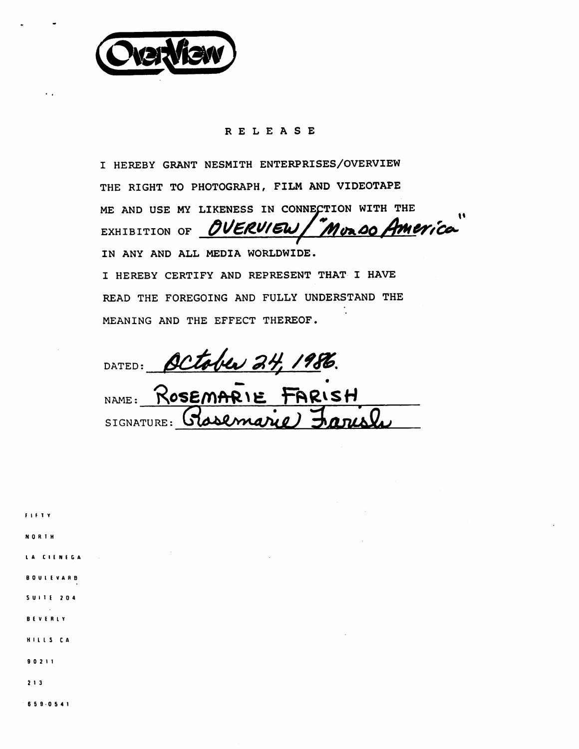OverView

# RELEASE

I HEREBY GRANT NESMITH ENTERPRISES/OVERVIEW THE RIGHT TO PHOTOGRAPH, FILM AND VIDEOTAPE ME AND USE MY LIKENESS IN CONNECTION WITH THE EXHIBITION OF OVERVIEW/"Mondo America" IN ANY AND ALL MEDIA WORLDWIDE.

I HEREBY CERTIFY AND REPRESENT THAT I HAVE READ THE FOREGOING AND FULLY UNDERSTAND THE MEANING AND THE EFFECT THEREOF.

DATED: October 24, 1986.

NAME: ROSEMARIE FARISH

SIGNATURE: Rosemarie Farish

FIFTY
NORTH
LA CIENEGA
BOULEVARD
SUITE 204
BEVERLY
HILLS CA
90211
213
659-0541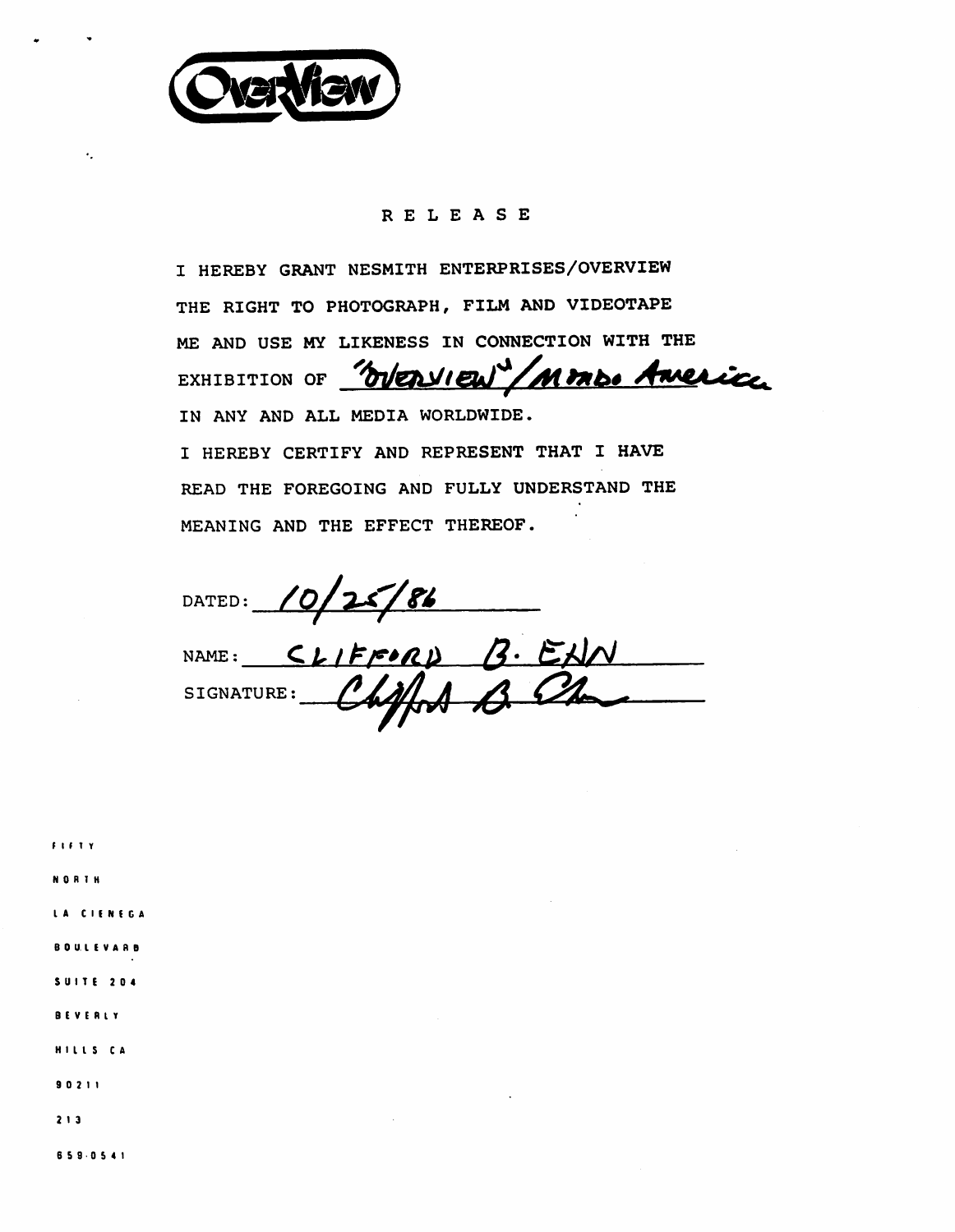OverView

# RELEASE

I HEREBY GRANT NESMITH ENTERPRISES/OVERVIEW THE RIGHT TO PHOTOGRAPH, FILM AND VIDEOTAPE ME AND USE MY LIKENESS IN CONNECTION WITH THE EXHIBITION OF "OVERVIEW"/Mondo America IN ANY AND ALL MEDIA WORLDWIDE.

I HEREBY CERTIFY AND REPRESENT THAT I HAVE READ THE FOREGOING AND FULLY UNDERSTAND THE MEANING AND THE EFFECT THEREOF.

DATED: 10/25/86

NAME: CLIFFORD B. EHN

SIGNATURE: Clifford B. Ehn

FIFTY NORTH LA CIENEGA BOULEVARD SUITE 204 BEVERLY HILLS CA 90211

213 659-0541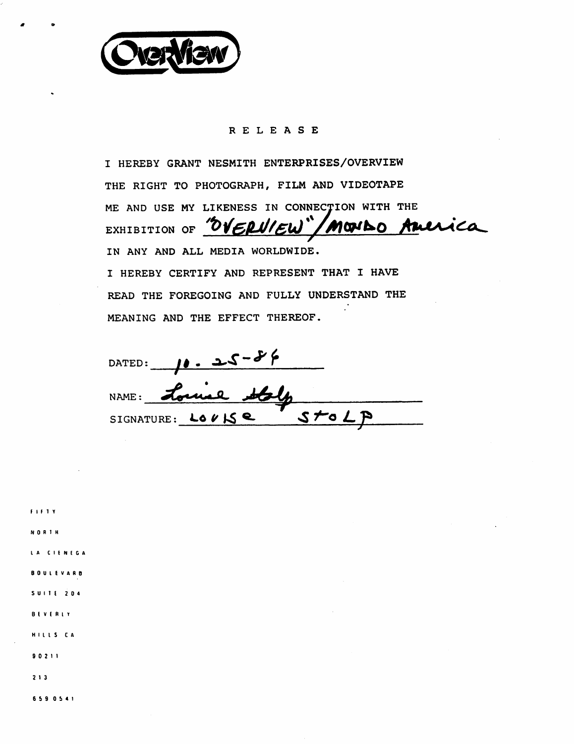OverView

# RELEASE

I HEREBY GRANT NESMITH ENTERPRISES/OVERVIEW THE RIGHT TO PHOTOGRAPH, FILM AND VIDEOTAPE ME AND USE MY LIKENESS IN CONNECTION WITH THE EXHIBITION OF "OVERVIEW"/MONDO America IN ANY AND ALL MEDIA WORLDWIDE.

I HEREBY CERTIFY AND REPRESENT THAT I HAVE READ THE FOREGOING AND FULLY UNDERSTAND THE MEANING AND THE EFFECT THEREOF.

DATED: 10-25-86

NAME: Louise Stolp

SIGNATURE: LOUISE STOLP

FIFTY
NORTH
LA CIENEGA
BOULEVARD
SUITE 204
BEVERLY
HILLS CA
90211
213
659 0541